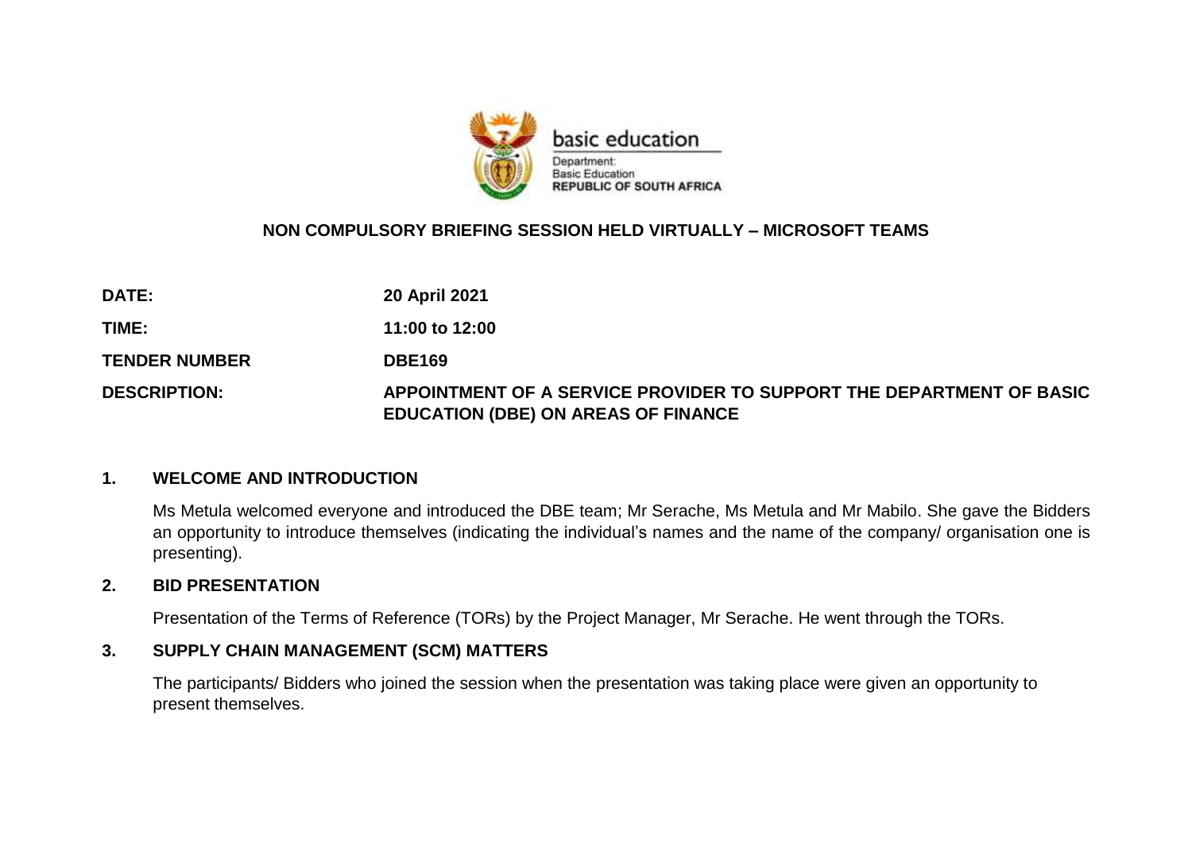basic education

Department:
Basic Education
**REPUBLIC OF SOUTH AFRICA**

## NON COMPULSORY BRIEFING SESSION HELD VIRTUALLY – MICROSOFT TEAMS

| | |
|---|---|
| **DATE:** | **20 April 2021** |
| **TIME:** | **11:00 to 12:00** |
| **TENDER NUMBER** | **DBE169** |
| **DESCRIPTION:** | **APPOINTMENT OF A SERVICE PROVIDER TO SUPPORT THE DEPARTMENT OF BASIC EDUCATION (DBE) ON AREAS OF FINANCE** |

### 1. WELCOME AND INTRODUCTION

Ms Metula welcomed everyone and introduced the DBE team; Mr Serache, Ms Metula and Mr Mabilo. She gave the Bidders an opportunity to introduce themselves (indicating the individual's names and the name of the company/ organisation one is presenting).

### 2. BID PRESENTATION

Presentation of the Terms of Reference (TORs) by the Project Manager, Mr Serache. He went through the TORs.

### 3. SUPPLY CHAIN MANAGEMENT (SCM) MATTERS

The participants/ Bidders who joined the session when the presentation was taking place were given an opportunity to present themselves.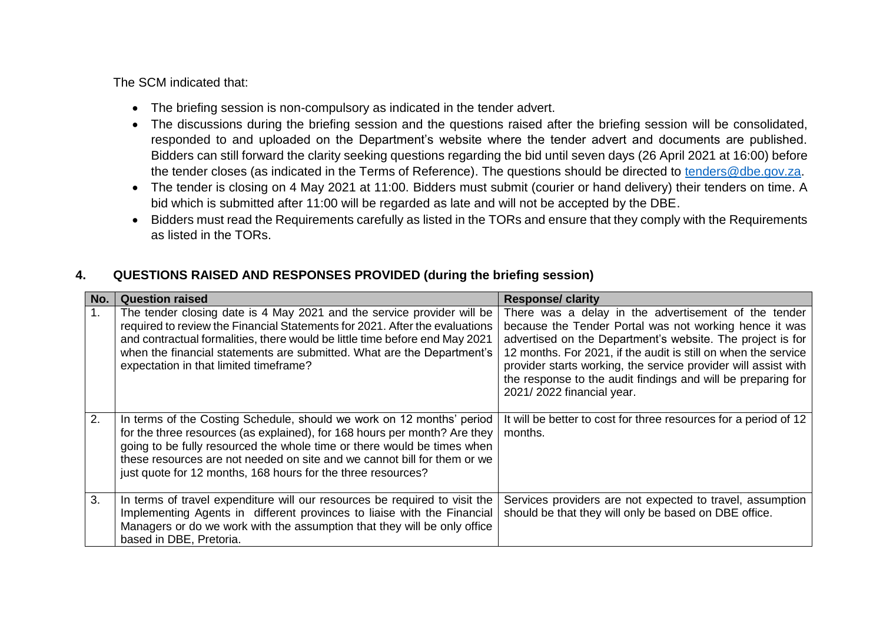The SCM indicated that:

- The briefing session is non-compulsory as indicated in the tender advert.
- The discussions during the briefing session and the questions raised after the briefing session will be consolidated, responded to and uploaded on the Department's website where the tender advert and documents are published. Bidders can still forward the clarity seeking questions regarding the bid until seven days (26 April 2021 at 16:00) before the tender closes (as indicated in the Terms of Reference). The questions should be directed to tenders@dbe.gov.za.
- The tender is closing on 4 May 2021 at 11:00. Bidders must submit (courier or hand delivery) their tenders on time. A bid which is submitted after 11:00 will be regarded as late and will not be accepted by the DBE.
- Bidders must read the Requirements carefully as listed in the TORs and ensure that they comply with the Requirements as listed in the TORs.

## 4. QUESTIONS RAISED AND RESPONSES PROVIDED (during the briefing session)

| No. | Question raised | Response/ clarity |
|---|---|---|
| 1. | The tender closing date is 4 May 2021 and the service provider will be required to review the Financial Statements for 2021. After the evaluations and contractual formalities, there would be little time before end May 2021 when the financial statements are submitted. What are the Department's expectation in that limited timeframe? | There was a delay in the advertisement of the tender because the Tender Portal was not working hence it was advertised on the Department's website. The project is for 12 months. For 2021, if the audit is still on when the service provider starts working, the service provider will assist with the response to the audit findings and will be preparing for 2021/ 2022 financial year. |
| 2. | In terms of the Costing Schedule, should we work on 12 months' period for the three resources (as explained), for 168 hours per month? Are they going to be fully resourced the whole time or there would be times when these resources are not needed on site and we cannot bill for them or we just quote for 12 months, 168 hours for the three resources? | It will be better to cost for three resources for a period of 12 months. |
| 3. | In terms of travel expenditure will our resources be required to visit the Implementing Agents in different provinces to liaise with the Financial Managers or do we work with the assumption that they will be only office based in DBE, Pretoria. | Services providers are not expected to travel, assumption should be that they will only be based on DBE office. |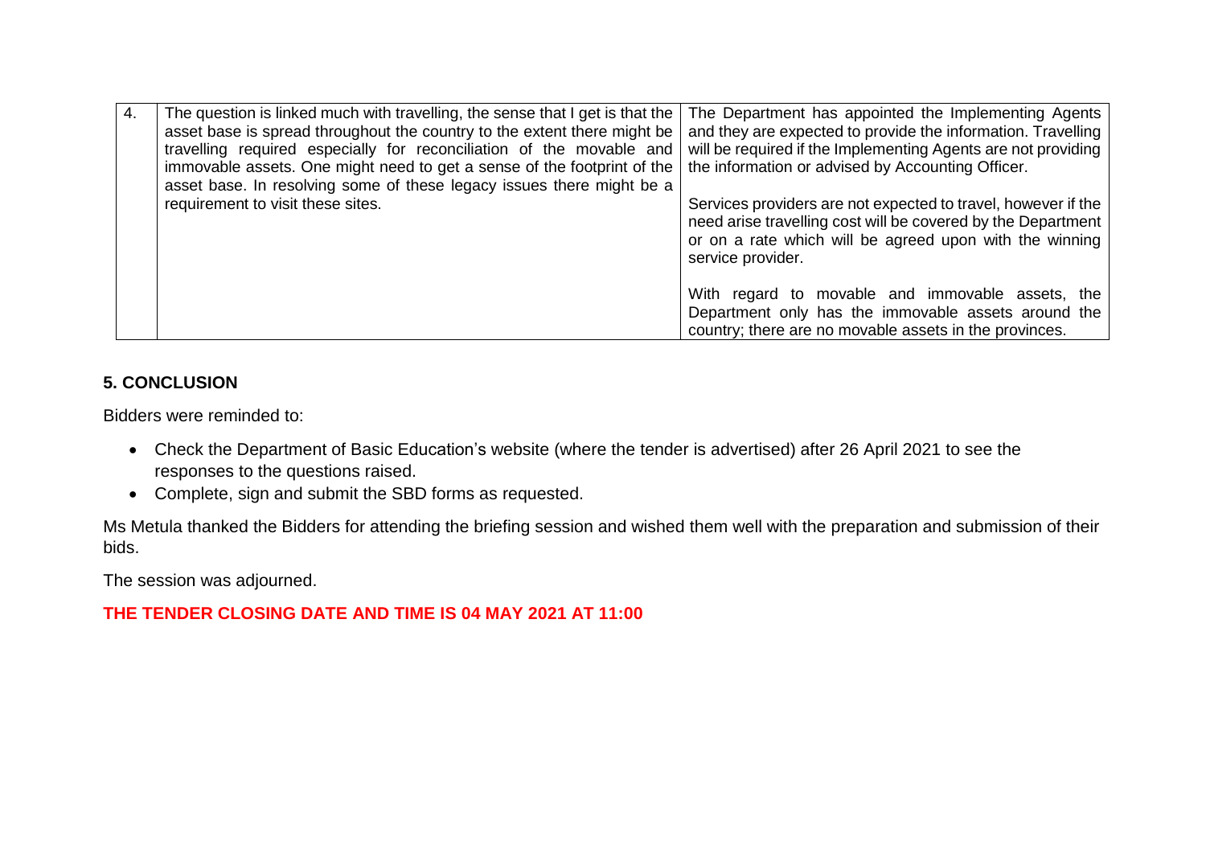| | | |
|---|---|---|
| 4. | The question is linked much with travelling, the sense that I get is that the asset base is spread throughout the country to the extent there might be travelling required especially for reconciliation of the movable and immovable assets. One might need to get a sense of the footprint of the asset base. In resolving some of these legacy issues there might be a requirement to visit these sites. | The Department has appointed the Implementing Agents and they are expected to provide the information. Travelling will be required if the Implementing Agents are not providing the information or advised by Accounting Officer.<br><br>Services providers are not expected to travel, however if the need arise travelling cost will be covered by the Department or on a rate which will be agreed upon with the winning service provider.<br><br>With regard to movable and immovable assets, the Department only has the immovable assets around the country; there are no movable assets in the provinces. |

## 5. CONCLUSION

Bidders were reminded to:

- Check the Department of Basic Education's website (where the tender is advertised) after 26 April 2021 to see the responses to the questions raised.
- Complete, sign and submit the SBD forms as requested.

Ms Metula thanked the Bidders for attending the briefing session and wished them well with the preparation and submission of their bids.

The session was adjourned.

**THE TENDER CLOSING DATE AND TIME IS 04 MAY 2021 AT 11:00**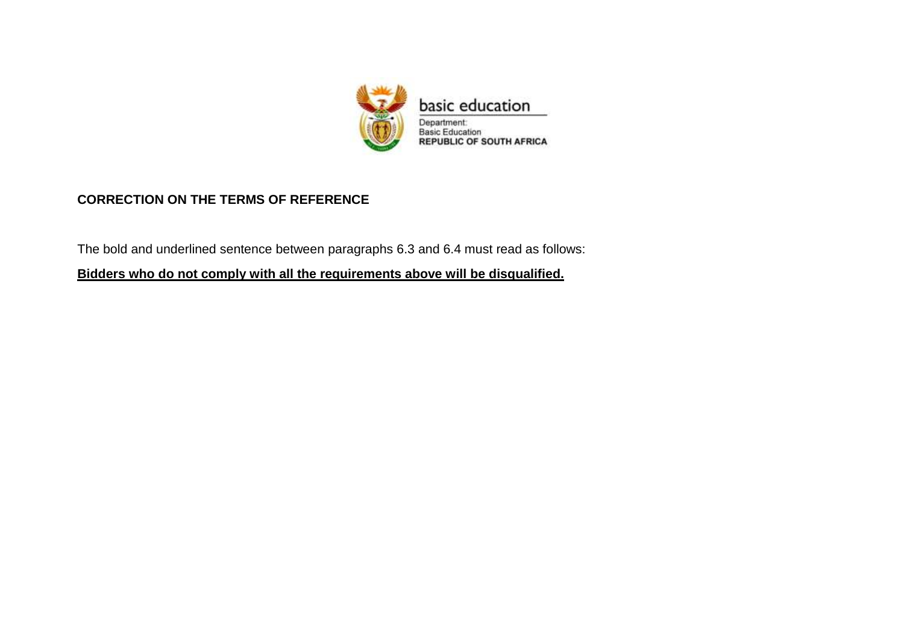basic education

Department:
Basic Education
**REPUBLIC OF SOUTH AFRICA**

## CORRECTION ON THE TERMS OF REFERENCE

The bold and underlined sentence between paragraphs 6.3 and 6.4 must read as follows:

<u>**Bidders who do not comply with all the requirements above will be disqualified.**</u>